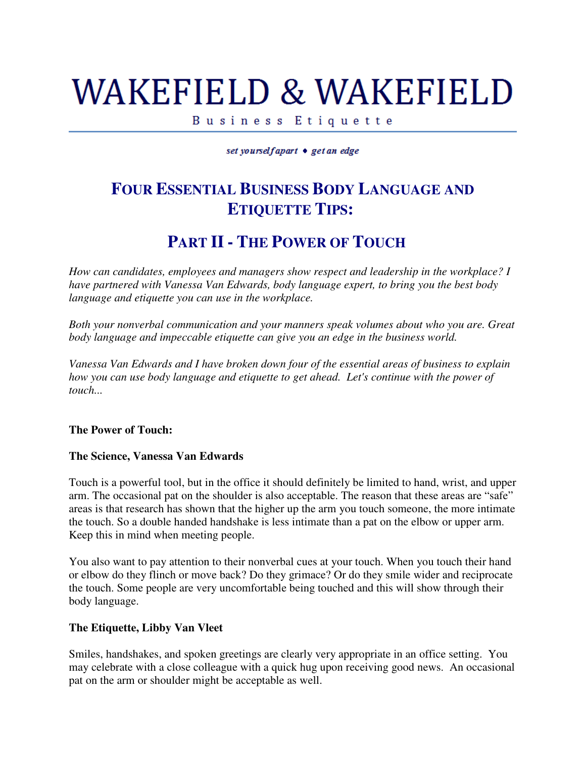# WAKEFIELD & WAKEFIELD

Business Etiquette

*set yourself apart ◆ get an edge*

## FOUR ESSENTIAL BUSINESS BODY LANGUAGE AND ETIQUETTE TIPS:

## PART II - THE POWER OF TOUCH

*How can candidates, employees and managers show respect and leadership in the workplace? I have partnered with Vanessa Van Edwards, body language expert, to bring you the best body language and etiquette you can use in the workplace.*

*Both your nonverbal communication and your manners speak volumes about who you are. Great body language and impeccable etiquette can give you an edge in the business world.*

*Vanessa Van Edwards and I have broken down four of the essential areas of business to explain how you can use body language and etiquette to get ahead. Let's continue with the power of touch...*

**The Power of Touch:**

**The Science, Vanessa Van Edwards**

Touch is a powerful tool, but in the office it should definitely be limited to hand, wrist, and upper arm. The occasional pat on the shoulder is also acceptable. The reason that these areas are "safe" areas is that research has shown that the higher up the arm you touch someone, the more intimate the touch. So a double handed handshake is less intimate than a pat on the elbow or upper arm. Keep this in mind when meeting people.

You also want to pay attention to their nonverbal cues at your touch. When you touch their hand or elbow do they flinch or move back? Do they grimace? Or do they smile wider and reciprocate the touch. Some people are very uncomfortable being touched and this will show through their body language.

**The Etiquette, Libby Van Vleet**

Smiles, handshakes, and spoken greetings are clearly very appropriate in an office setting. You may celebrate with a close colleague with a quick hug upon receiving good news. An occasional pat on the arm or shoulder might be acceptable as well.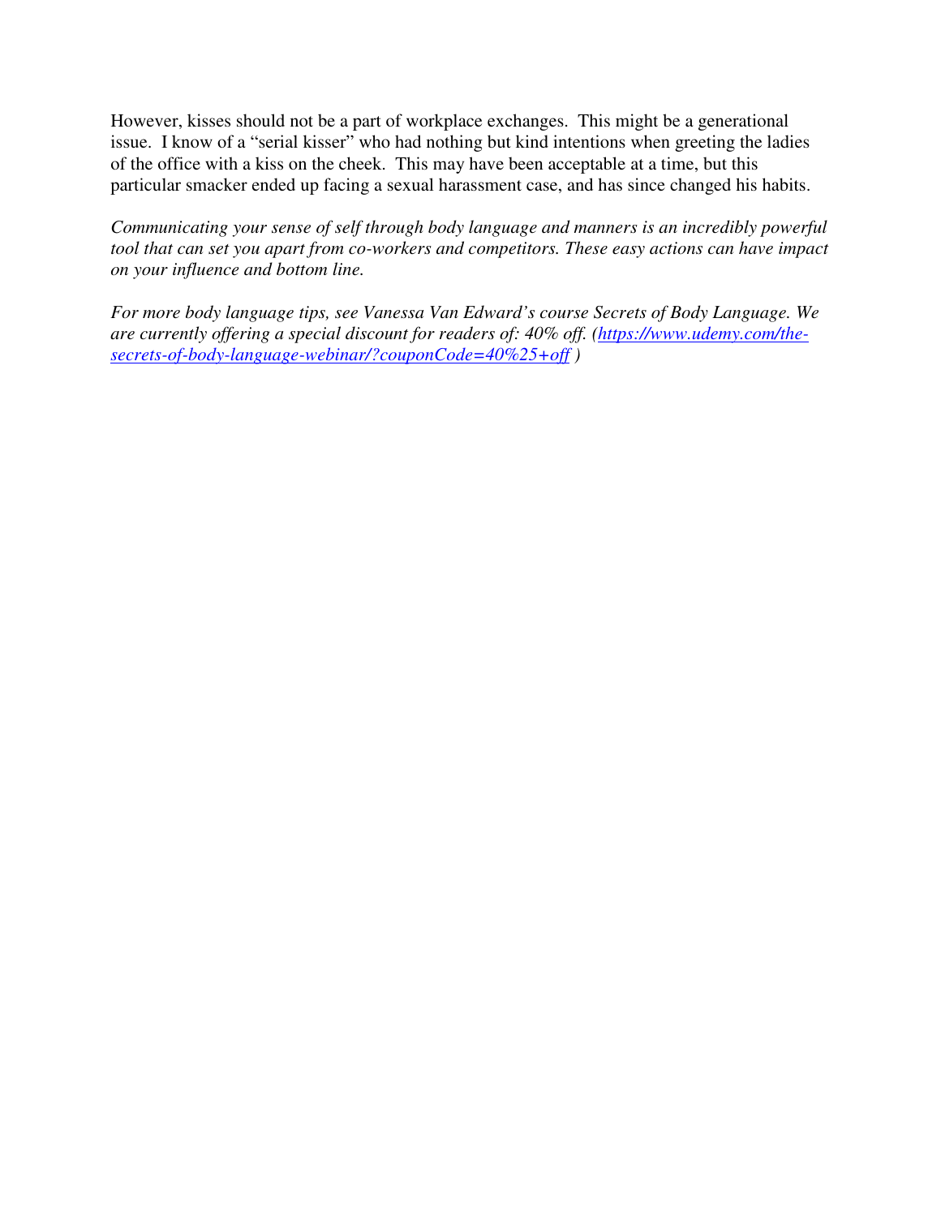However, kisses should not be a part of workplace exchanges. This might be a generational issue. I know of a "serial kisser" who had nothing but kind intentions when greeting the ladies of the office with a kiss on the cheek. This may have been acceptable at a time, but this particular smacker ended up facing a sexual harassment case, and has since changed his habits.

*Communicating your sense of self through body language and manners is an incredibly powerful tool that can set you apart from co-workers and competitors. These easy actions can have impact on your influence and bottom line.*

*For more body language tips, see Vanessa Van Edward's course Secrets of Body Language. We are currently offering a special discount for readers of: 40% off. ([https://www.udemy.com/the-secrets-of-body-language-webinar/?couponCode=40%25+off](https://www.udemy.com/the-secrets-of-body-language-webinar/?couponCode=40%25+off) )*